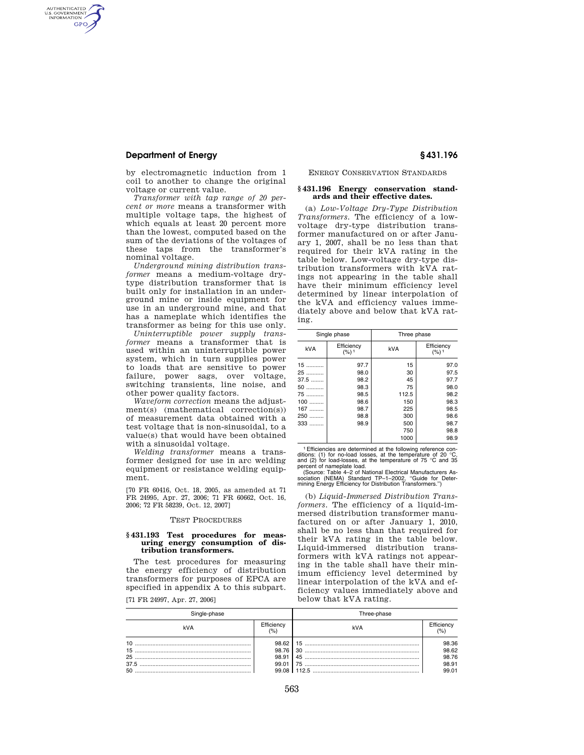by electromagnetic induction from 1 coil to another to change the original voltage or current value.

*Transformer with tap range of 20 percent or more* means a transformer with multiple voltage taps, the highest of which equals at least 20 percent more than the lowest, computed based on the sum of the deviations of the voltages of these taps from the transformer's nominal voltage.

*Underground mining distribution transformer* means a medium-voltage dry-type distribution transformer that is built only for installation in an underground mine or inside equipment for use in an underground mine, and that has a nameplate which identifies the transformer as being for this use only.

*Uninterruptible power supply transformer* means a transformer that is used within an uninterruptible power system, which in turn supplies power to loads that are sensitive to power failure, power sags, over voltage, switching transients, line noise, and other power quality factors.

*Waveform correction* means the adjustment(s) (mathematical correction(s)) of measurement data obtained with a test voltage that is non-sinusoidal, to a value(s) that would have been obtained with a sinusoidal voltage.

*Welding transformer* means a transformer designed for use in arc welding equipment or resistance welding equipment.

[70 FR 60416, Oct. 18, 2005, as amended at 71 FR 24995, Apr. 27, 2006; 71 FR 60662, Oct. 16, 2006; 72 FR 58239, Oct. 12, 2007]

TEST PROCEDURES

### § 431.193 Test procedures for measuring energy consumption of distribution transformers.

The test procedures for measuring the energy efficiency of distribution transformers for purposes of EPCA are specified in appendix A to this subpart.

[71 FR 24997, Apr. 27, 2006]

ENERGY CONSERVATION STANDARDS

### § 431.196 Energy conservation standards and their effective dates.

(a) *Low-Voltage Dry-Type Distribution Transformers.* The efficiency of a low-voltage dry-type distribution transformer manufactured on or after January 1, 2007, shall be no less than that required for their kVA rating in the table below. Low-voltage dry-type distribution transformers with kVA ratings not appearing in the table shall have their minimum efficiency level determined by linear interpolation of the kVA and efficiency values immediately above and below that kVA rating.

| Single phase | | Three phase | |
|---|---|---|---|
| kVA | Efficiency (%) [1] | kVA | Efficiency (%) [1] |
| 15 | 97.7 | 15 | 97.0 |
| 25 | 98.0 | 30 | 97.5 |
| 37.5 | 98.2 | 45 | 97.7 |
| 50 | 98.3 | 75 | 98.0 |
| 75 | 98.5 | 112.5 | 98.2 |
| 100 | 98.6 | 150 | 98.3 |
| 167 | 98.7 | 225 | 98.5 |
| 250 | 98.8 | 300 | 98.6 |
| 333 | 98.9 | 500 | 98.7 |
| | | 750 | 98.8 |
| | | 1000 | 98.9 |

[1] Efficiencies are determined at the following reference conditions: (1) for no-load losses, at the temperature of 20 °C, and (2) for load-losses, at the temperature of 75 °C and 35 percent of nameplate load.

(Source: Table 4–2 of National Electrical Manufacturers Association (NEMA) Standard TP–1–2002, "Guide for Determining Energy Efficiency for Distribution Transformers.")

(b) *Liquid-Immersed Distribution Transformers.* The efficiency of a liquid-immersed distribution transformer manufactured on or after January 1, 2010, shall be no less than that required for their kVA rating in the table below. Liquid-immersed distribution transformers with kVA ratings not appearing in the table shall have their minimum efficiency level determined by linear interpolation of the kVA and efficiency values immediately above and below that kVA rating.

| Single-phase | | Three-phase | |
|---|---|---|---|
| kVA | Efficiency (%) | kVA | Efficiency (%) |
| 10 | 98.62 | 15 | 98.36 |
| 15 | 98.76 | 30 | 98.62 |
| 25 | 98.91 | 45 | 98.76 |
| 37.5 | 99.01 | 75 | 98.91 |
| 50 | 99.08 | 112.5 | 99.01 |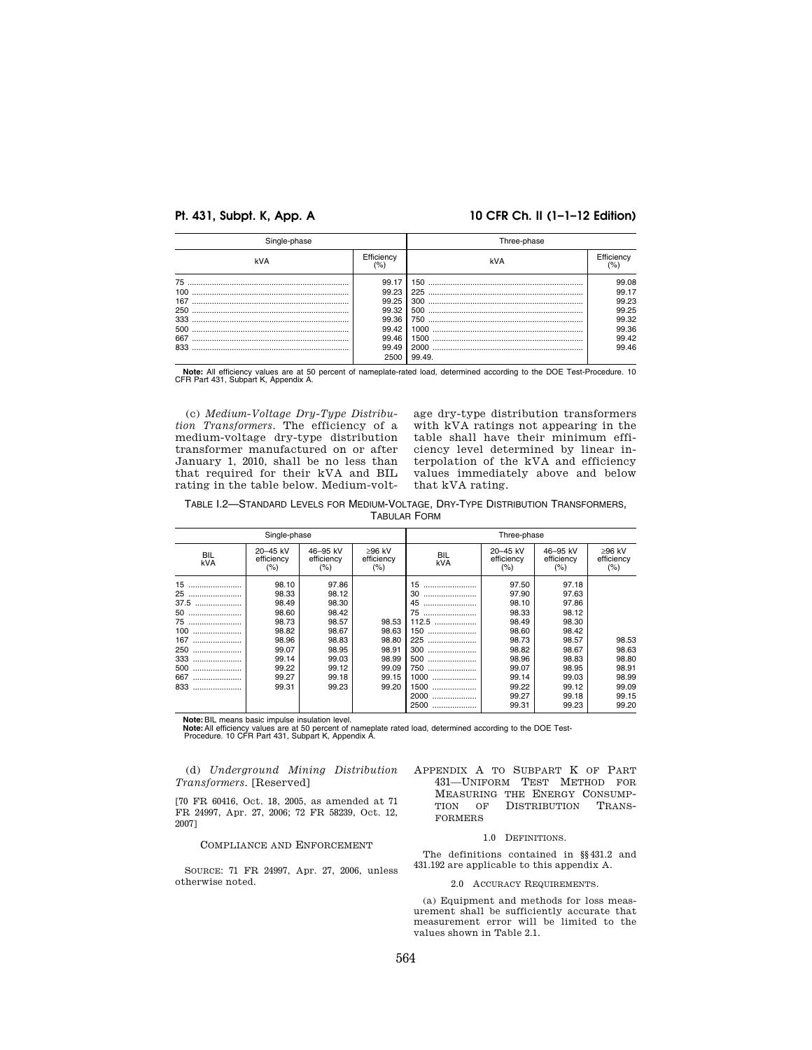| Single-phase | | Three-phase | |
|---|---|---|---|
| kVA | Efficiency (%) | kVA | Efficiency (%) |
| 75 | 99.17 | 150 | 99.08 |
| 100 | 99.23 | 225 | 99.17 |
| 167 | 99.25 | 300 | 99.23 |
| 250 | 99.32 | 500 | 99.25 |
| 333 | 99.36 | 750 | 99.32 |
| 500 | 99.42 | 1000 | 99.36 |
| 667 | 99.46 | 1500 | 99.42 |
| 833 | 99.49 | 2000 | 99.46 |
| | 2500 | 99.49. | |

**Note:** All efficiency values are at 50 percent of nameplate-rated load, determined according to the DOE Test-Procedure. 10 CFR Part 431, Subpart K, Appendix A.

(c) *Medium-Voltage Dry-Type Distribution Transformers.* The efficiency of a medium-voltage dry-type distribution transformer manufactured on or after January 1, 2010, shall be no less than that required for their kVA and BIL rating in the table below. Medium-voltage dry-type distribution transformers with kVA ratings not appearing in the table shall have their minimum efficiency level determined by linear interpolation of the kVA and efficiency values immediately above and below that kVA rating.

TABLE I.2—STANDARD LEVELS FOR MEDIUM-VOLTAGE, DRY-TYPE DISTRIBUTION TRANSFORMERS, TABULAR FORM

| Single-phase | | | | Three-phase | | | |
|---|---|---|---|---|---|---|---|
| BIL kVA | 20–45 kV efficiency (%) | 46–95 kV efficiency (%) | ≥96 kV efficiency (%) | BIL kVA | 20–45 kV efficiency (%) | 46–95 kV efficiency (%) | ≥96 kV efficiency (%) |
| 15 | 98.10 | 97.86 | | 15 | 97.50 | 97.18 | |
| 25 | 98.33 | 98.12 | | 30 | 97.90 | 97.63 | |
| 37.5 | 98.49 | 98.30 | | 45 | 98.10 | 97.86 | |
| 50 | 98.60 | 98.42 | | 75 | 98.33 | 98.12 | |
| 75 | 98.73 | 98.57 | 98.53 | 112.5 | 98.49 | 98.30 | |
| 100 | 98.82 | 98.67 | 98.63 | 150 | 98.60 | 98.42 | |
| 167 | 98.96 | 98.83 | 98.80 | 225 | 98.73 | 98.57 | 98.53 |
| 250 | 99.07 | 98.95 | 98.91 | 300 | 98.82 | 98.67 | 98.63 |
| 333 | 99.14 | 99.03 | 98.99 | 500 | 98.96 | 98.83 | 98.80 |
| 500 | 99.22 | 99.12 | 99.09 | 750 | 99.07 | 98.95 | 98.91 |
| 667 | 99.27 | 99.18 | 99.15 | 1000 | 99.14 | 99.03 | 98.99 |
| 833 | 99.31 | 99.23 | 99.20 | 1500 | 99.22 | 99.12 | 99.09 |
| | | | | 2000 | 99.27 | 99.18 | 99.15 |
| | | | | 2500 | 99.31 | 99.23 | 99.20 |

**Note:** BIL means basic impulse insulation level.
**Note:** All efficiency values are at 50 percent of nameplate rated load, determined according to the DOE Test-Procedure. 10 CFR Part 431, Subpart K, Appendix A.

(d) *Underground Mining Distribution Transformers.* [Reserved]

[70 FR 60416, Oct. 18, 2005, as amended at 71 FR 24997, Apr. 27, 2006; 72 FR 58239, Oct. 12, 2007]

COMPLIANCE AND ENFORCEMENT

SOURCE: 71 FR 24997, Apr. 27, 2006, unless otherwise noted.

## APPENDIX A TO SUBPART K OF PART 431—UNIFORM TEST METHOD FOR MEASURING THE ENERGY CONSUMPTION OF DISTRIBUTION TRANSFORMERS

### 1.0 DEFINITIONS.

The definitions contained in §§ 431.2 and 431.192 are applicable to this appendix A.

### 2.0 ACCURACY REQUIREMENTS.

(a) Equipment and methods for loss measurement shall be sufficiently accurate that measurement error will be limited to the values shown in Table 2.1.